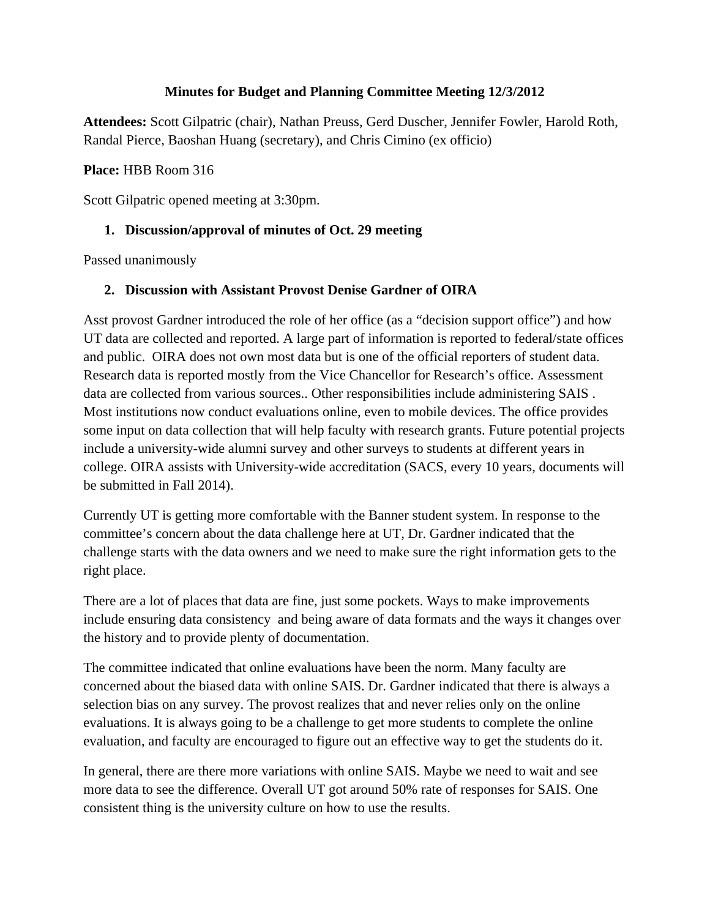# Minutes for Budget and Planning Committee Meeting 12/3/2012

**Attendees:** Scott Gilpatric (chair), Nathan Preuss, Gerd Duscher, Jennifer Fowler, Harold Roth, Randal Pierce, Baoshan Huang (secretary), and Chris Cimino (ex officio)

**Place:** HBB Room 316

Scott Gilpatric opened meeting at 3:30pm.

1. **Discussion/approval of minutes of Oct. 29 meeting**

Passed unanimously

2. **Discussion with Assistant Provost Denise Gardner of OIRA**

Asst provost Gardner introduced the role of her office (as a "decision support office") and how UT data are collected and reported. A large part of information is reported to federal/state offices and public. OIRA does not own most data but is one of the official reporters of student data. Research data is reported mostly from the Vice Chancellor for Research's office. Assessment data are collected from various sources.. Other responsibilities include administering SAIS . Most institutions now conduct evaluations online, even to mobile devices. The office provides some input on data collection that will help faculty with research grants. Future potential projects include a university-wide alumni survey and other surveys to students at different years in college. OIRA assists with University-wide accreditation (SACS, every 10 years, documents will be submitted in Fall 2014).

Currently UT is getting more comfortable with the Banner student system. In response to the committee's concern about the data challenge here at UT, Dr. Gardner indicated that the challenge starts with the data owners and we need to make sure the right information gets to the right place.

There are a lot of places that data are fine, just some pockets. Ways to make improvements include ensuring data consistency and being aware of data formats and the ways it changes over the history and to provide plenty of documentation.

The committee indicated that online evaluations have been the norm. Many faculty are concerned about the biased data with online SAIS. Dr. Gardner indicated that there is always a selection bias on any survey. The provost realizes that and never relies only on the online evaluations. It is always going to be a challenge to get more students to complete the online evaluation, and faculty are encouraged to figure out an effective way to get the students do it.

In general, there are there more variations with online SAIS. Maybe we need to wait and see more data to see the difference. Overall UT got around 50% rate of responses for SAIS. One consistent thing is the university culture on how to use the results.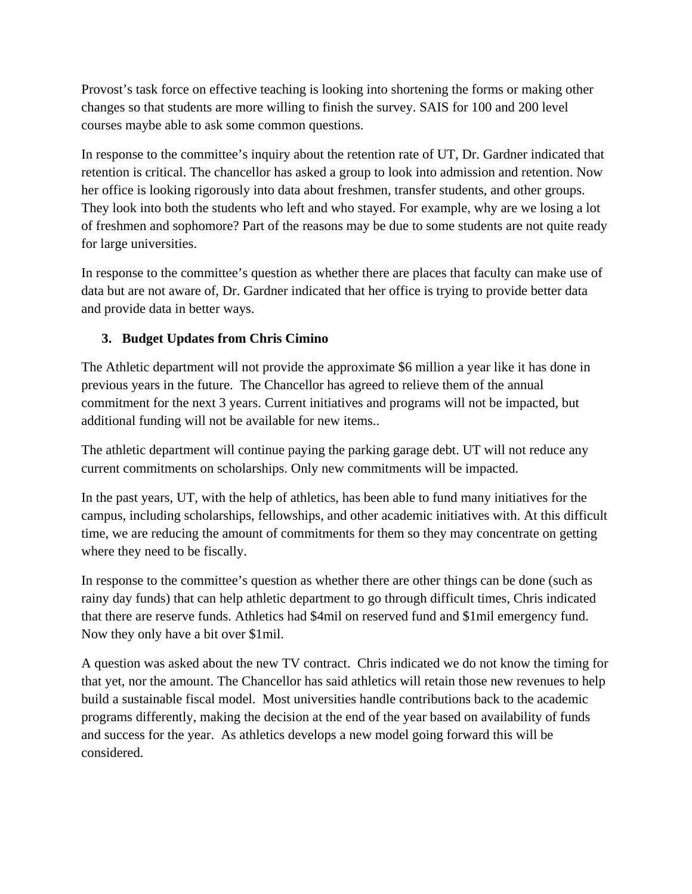Provost's task force on effective teaching is looking into shortening the forms or making other changes so that students are more willing to finish the survey. SAIS for 100 and 200 level courses maybe able to ask some common questions.

In response to the committee's inquiry about the retention rate of UT, Dr. Gardner indicated that retention is critical. The chancellor has asked a group to look into admission and retention. Now her office is looking rigorously into data about freshmen, transfer students, and other groups. They look into both the students who left and who stayed. For example, why are we losing a lot of freshmen and sophomore? Part of the reasons may be due to some students are not quite ready for large universities.

In response to the committee's question as whether there are places that faculty can make use of data but are not aware of, Dr. Gardner indicated that her office is trying to provide better data and provide data in better ways.

3. **Budget Updates from Chris Cimino**

The Athletic department will not provide the approximate $6 million a year like it has done in previous years in the future. The Chancellor has agreed to relieve them of the annual commitment for the next 3 years. Current initiatives and programs will not be impacted, but additional funding will not be available for new items..

The athletic department will continue paying the parking garage debt. UT will not reduce any current commitments on scholarships. Only new commitments will be impacted.

In the past years, UT, with the help of athletics, has been able to fund many initiatives for the campus, including scholarships, fellowships, and other academic initiatives with. At this difficult time, we are reducing the amount of commitments for them so they may concentrate on getting where they need to be fiscally.

In response to the committee's question as whether there are other things can be done (such as rainy day funds) that can help athletic department to go through difficult times, Chris indicated that there are reserve funds. Athletics had $4mil on reserved fund and $1mil emergency fund. Now they only have a bit over $1mil.

A question was asked about the new TV contract. Chris indicated we do not know the timing for that yet, nor the amount. The Chancellor has said athletics will retain those new revenues to help build a sustainable fiscal model. Most universities handle contributions back to the academic programs differently, making the decision at the end of the year based on availability of funds and success for the year. As athletics develops a new model going forward this will be considered.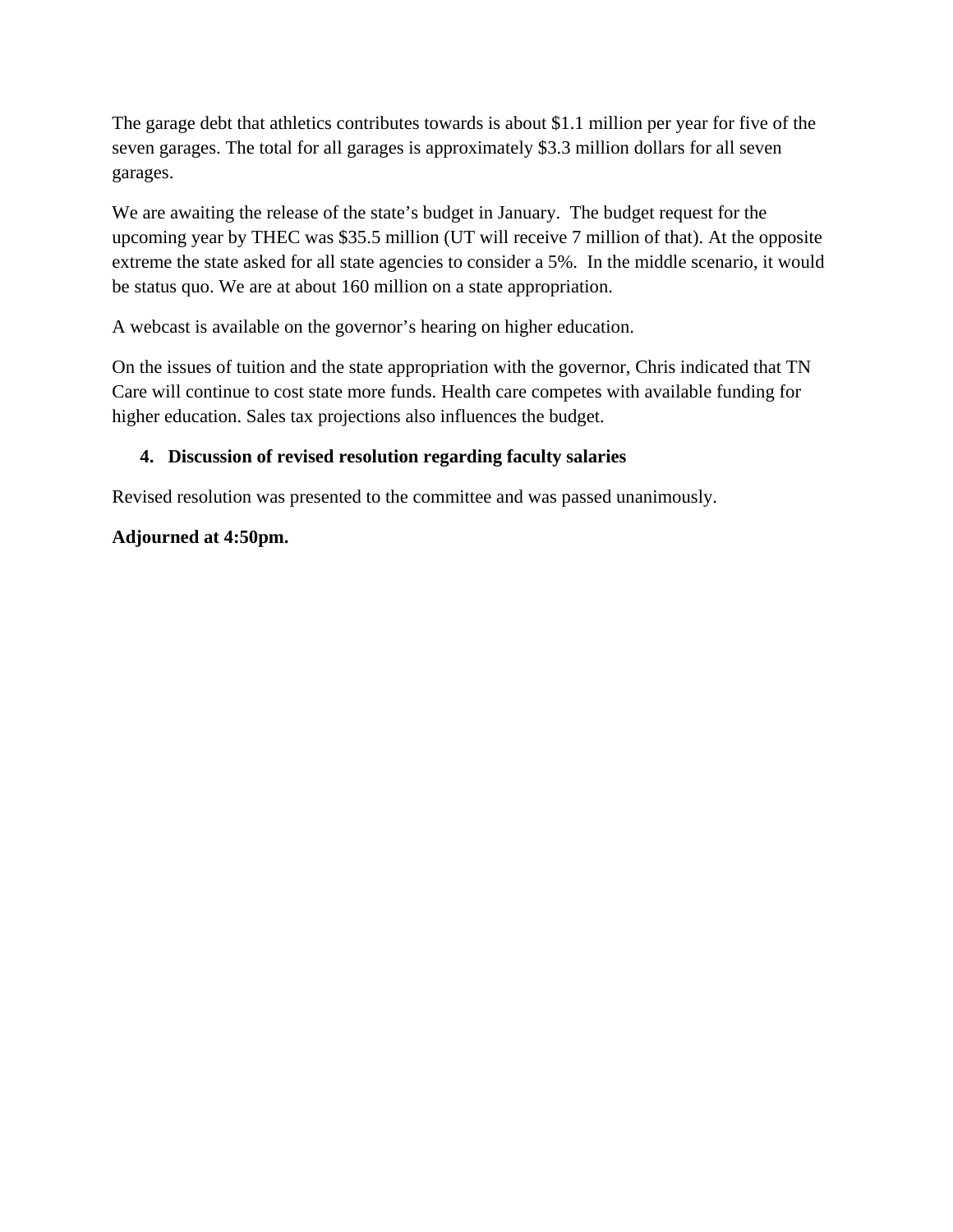The garage debt that athletics contributes towards is about $1.1 million per year for five of the seven garages. The total for all garages is approximately $3.3 million dollars for all seven garages.

We are awaiting the release of the state's budget in January. The budget request for the upcoming year by THEC was $35.5 million (UT will receive 7 million of that). At the opposite extreme the state asked for all state agencies to consider a 5%. In the middle scenario, it would be status quo. We are at about 160 million on a state appropriation.

A webcast is available on the governor's hearing on higher education.

On the issues of tuition and the state appropriation with the governor, Chris indicated that TN Care will continue to cost state more funds. Health care competes with available funding for higher education. Sales tax projections also influences the budget.

4. **Discussion of revised resolution regarding faculty salaries**

Revised resolution was presented to the committee and was passed unanimously.

**Adjourned at 4:50pm.**